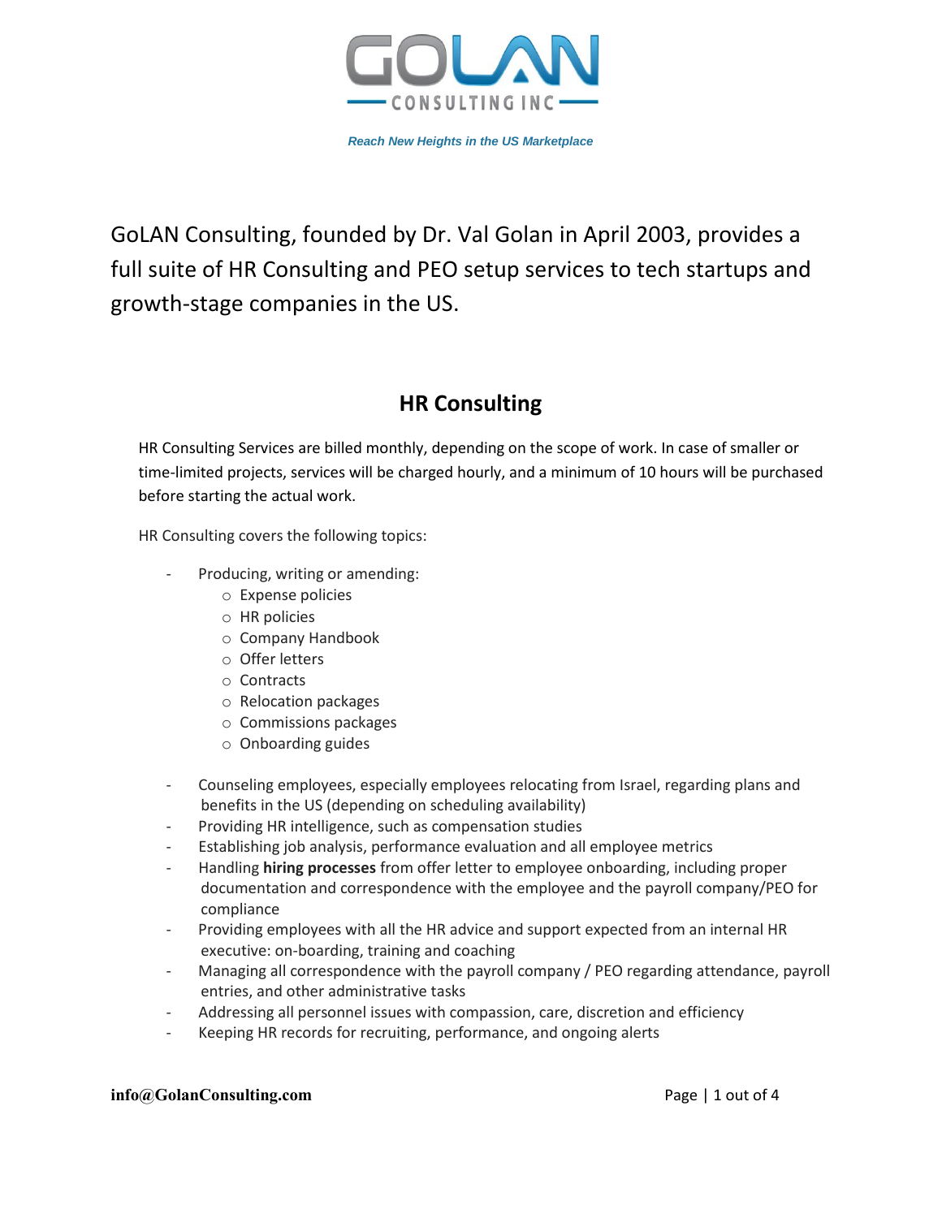GOLAN CONSULTING INC

*Reach New Heights in the US Marketplace*

GoLAN Consulting, founded by Dr. Val Golan in April 2003, provides a full suite of HR Consulting and PEO setup services to tech startups and growth-stage companies in the US.

## HR Consulting

HR Consulting Services are billed monthly, depending on the scope of work. In case of smaller or time-limited projects, services will be charged hourly, and a minimum of 10 hours will be purchased before starting the actual work.

HR Consulting covers the following topics:

- Producing, writing or amending:
  - Expense policies
  - HR policies
  - Company Handbook
  - Offer letters
  - Contracts
  - Relocation packages
  - Commissions packages
  - Onboarding guides
- Counseling employees, especially employees relocating from Israel, regarding plans and benefits in the US (depending on scheduling availability)
- Providing HR intelligence, such as compensation studies
- Establishing job analysis, performance evaluation and all employee metrics
- Handling **hiring processes** from offer letter to employee onboarding, including proper documentation and correspondence with the employee and the payroll company/PEO for compliance
- Providing employees with all the HR advice and support expected from an internal HR executive: on-boarding, training and coaching
- Managing all correspondence with the payroll company / PEO regarding attendance, payroll entries, and other administrative tasks
- Addressing all personnel issues with compassion, care, discretion and efficiency
- Keeping HR records for recruiting, performance, and ongoing alerts

**info@GolanConsulting.com**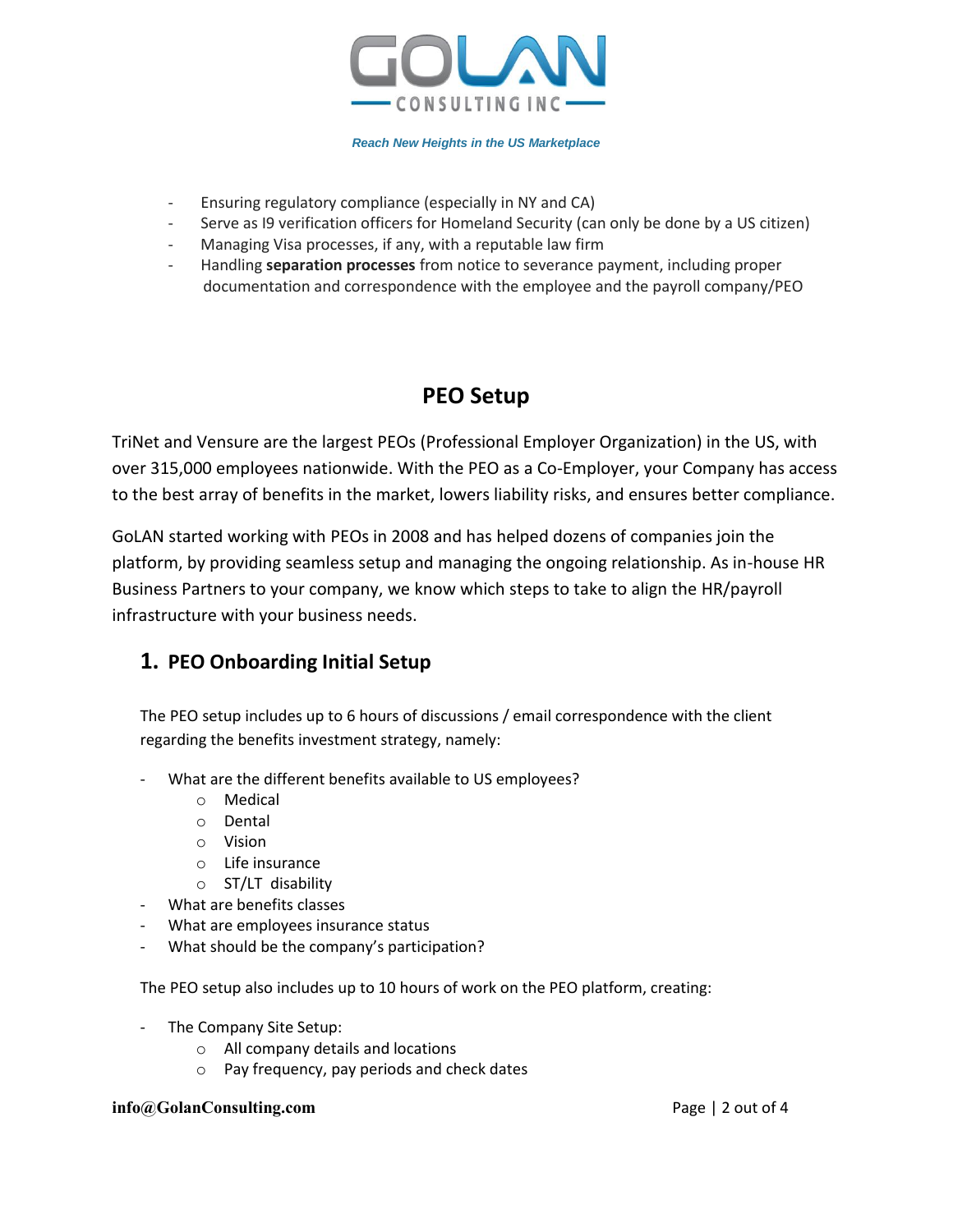- Ensuring regulatory compliance (especially in NY and CA)
- Serve as I9 verification officers for Homeland Security (can only be done by a US citizen)
- Managing Visa processes, if any, with a reputable law firm
- Handling **separation processes** from notice to severance payment, including proper documentation and correspondence with the employee and the payroll company/PEO

## PEO Setup

TriNet and Vensure are the largest PEOs (Professional Employer Organization) in the US, with over 315,000 employees nationwide. With the PEO as a Co-Employer, your Company has access to the best array of benefits in the market, lowers liability risks, and ensures better compliance.

GoLAN started working with PEOs in 2008 and has helped dozens of companies join the platform, by providing seamless setup and managing the ongoing relationship. As in-house HR Business Partners to your company, we know which steps to take to align the HR/payroll infrastructure with your business needs.

### 1. PEO Onboarding Initial Setup

The PEO setup includes up to 6 hours of discussions / email correspondence with the client regarding the benefits investment strategy, namely:

- What are the different benefits available to US employees?
  - Medical
  - Dental
  - Vision
  - Life insurance
  - ST/LT disability
- What are benefits classes
- What are employees insurance status
- What should be the company's participation?

The PEO setup also includes up to 10 hours of work on the PEO platform, creating:

- The Company Site Setup:
  - All company details and locations
  - Pay frequency, pay periods and check dates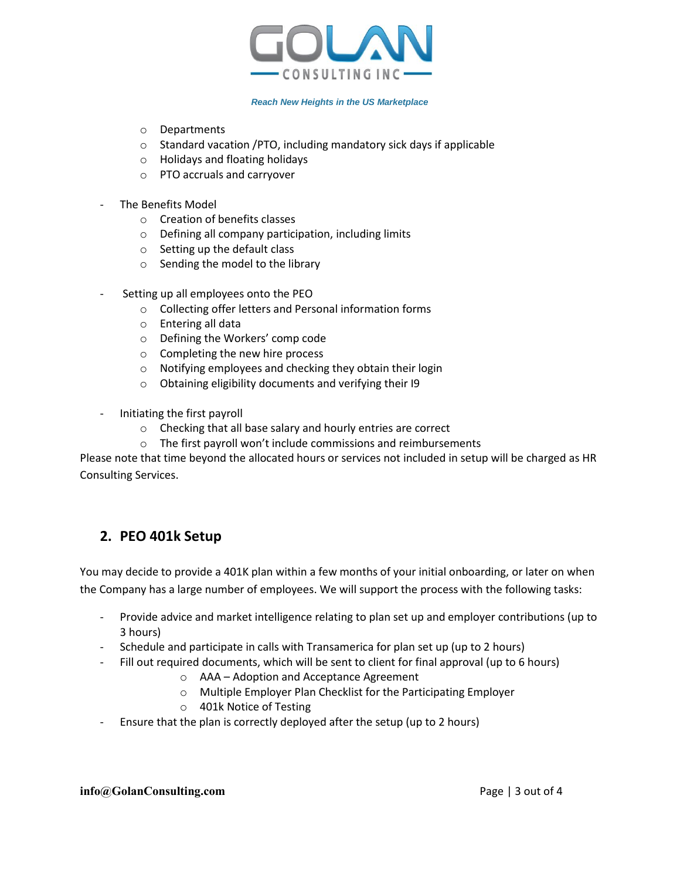- Departments
- Standard vacation /PTO, including mandatory sick days if applicable
- Holidays and floating holidays
- PTO accruals and carryover

- The Benefits Model
  - Creation of benefits classes
  - Defining all company participation, including limits
  - Setting up the default class
  - Sending the model to the library

- Setting up all employees onto the PEO
  - Collecting offer letters and Personal information forms
  - Entering all data
  - Defining the Workers' comp code
  - Completing the new hire process
  - Notifying employees and checking they obtain their login
  - Obtaining eligibility documents and verifying their I9

- Initiating the first payroll
  - Checking that all base salary and hourly entries are correct
  - The first payroll won't include commissions and reimbursements

Please note that time beyond the allocated hours or services not included in setup will be charged as HR Consulting Services.

## 2. PEO 401k Setup

You may decide to provide a 401K plan within a few months of your initial onboarding, or later on when the Company has a large number of employees. We will support the process with the following tasks:

- Provide advice and market intelligence relating to plan set up and employer contributions (up to 3 hours)
- Schedule and participate in calls with Transamerica for plan set up (up to 2 hours)
- Fill out required documents, which will be sent to client for final approval (up to 6 hours)
  - AAA – Adoption and Acceptance Agreement
  - Multiple Employer Plan Checklist for the Participating Employer
  - 401k Notice of Testing
- Ensure that the plan is correctly deployed after the setup (up to 2 hours)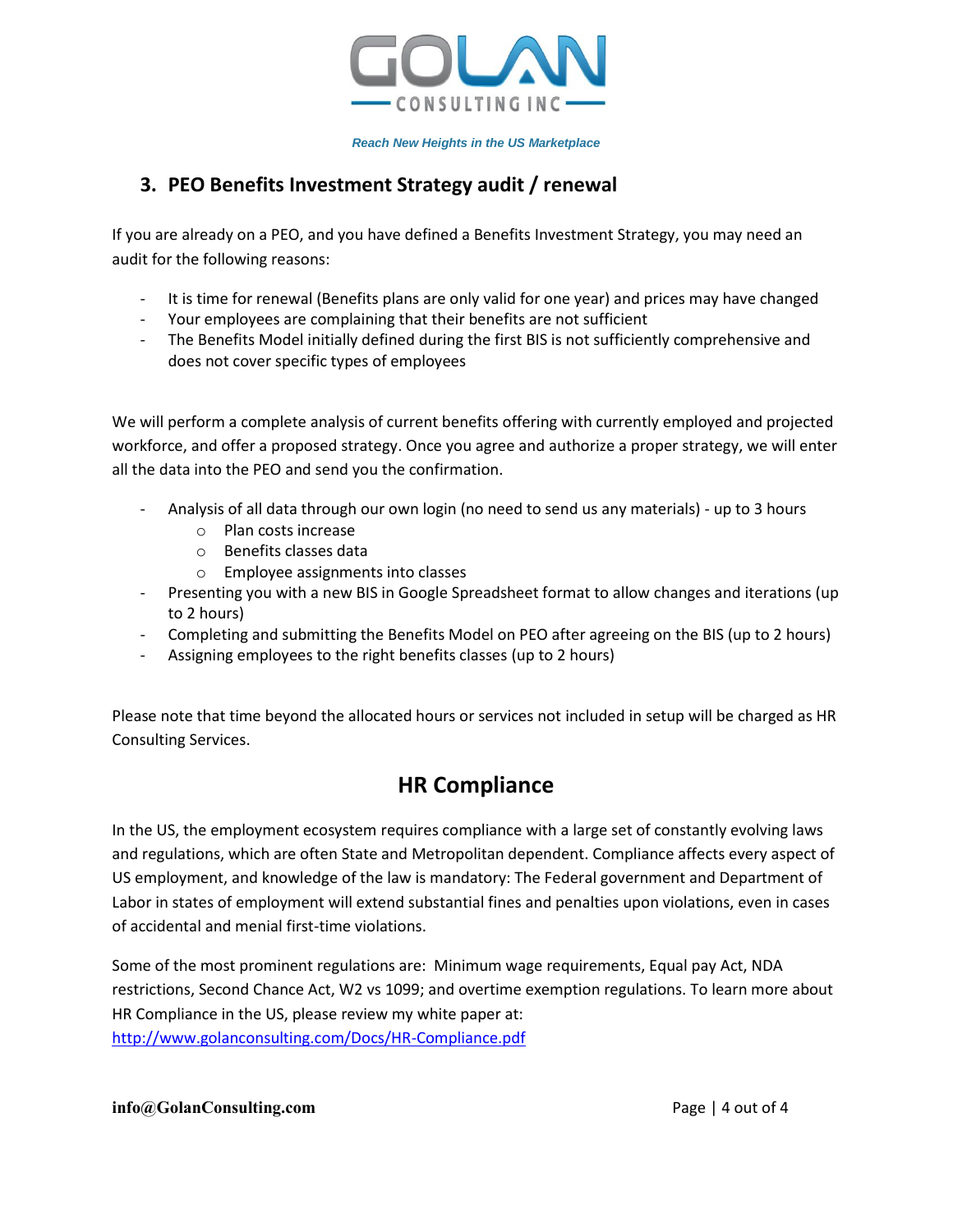## 3. PEO Benefits Investment Strategy audit / renewal

If you are already on a PEO, and you have defined a Benefits Investment Strategy, you may need an audit for the following reasons:

- It is time for renewal (Benefits plans are only valid for one year) and prices may have changed
- Your employees are complaining that their benefits are not sufficient
- The Benefits Model initially defined during the first BIS is not sufficiently comprehensive and does not cover specific types of employees

We will perform a complete analysis of current benefits offering with currently employed and projected workforce, and offer a proposed strategy. Once you agree and authorize a proper strategy, we will enter all the data into the PEO and send you the confirmation.

- Analysis of all data through our own login (no need to send us any materials) - up to 3 hours
  - Plan costs increase
  - Benefits classes data
  - Employee assignments into classes
- Presenting you with a new BIS in Google Spreadsheet format to allow changes and iterations (up to 2 hours)
- Completing and submitting the Benefits Model on PEO after agreeing on the BIS (up to 2 hours)
- Assigning employees to the right benefits classes (up to 2 hours)

Please note that time beyond the allocated hours or services not included in setup will be charged as HR Consulting Services.

# HR Compliance

In the US, the employment ecosystem requires compliance with a large set of constantly evolving laws and regulations, which are often State and Metropolitan dependent. Compliance affects every aspect of US employment, and knowledge of the law is mandatory: The Federal government and Department of Labor in states of employment will extend substantial fines and penalties upon violations, even in cases of accidental and menial first-time violations.

Some of the most prominent regulations are: Minimum wage requirements, Equal pay Act, NDA restrictions, Second Chance Act, W2 vs 1099; and overtime exemption regulations. To learn more about HR Compliance in the US, please review my white paper at: http://www.golanconsulting.com/Docs/HR-Compliance.pdf